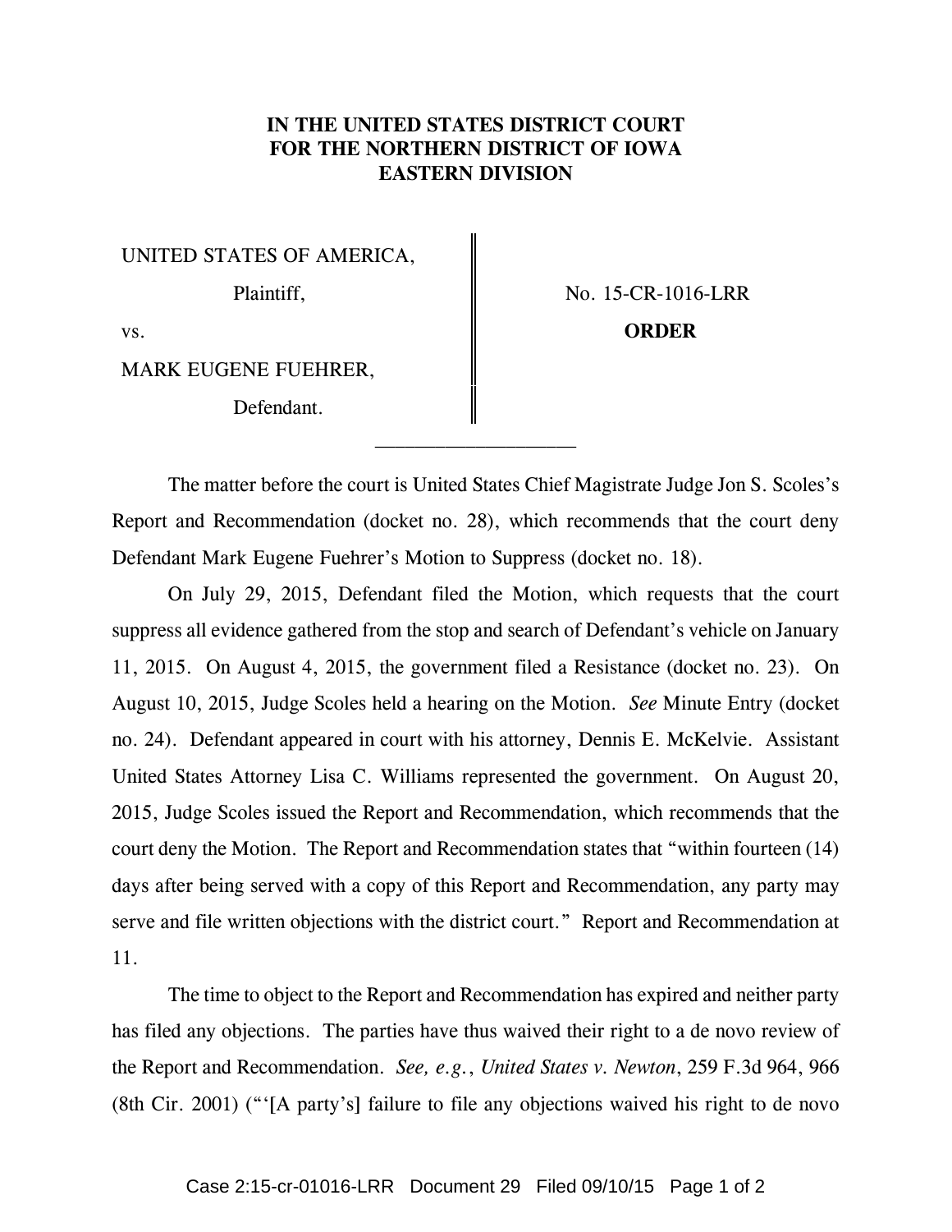**IN THE UNITED STATES DISTRICT COURT**
**FOR THE NORTHERN DISTRICT OF IOWA**
**EASTERN DIVISION**

| | |
|---|---|
| UNITED STATES OF AMERICA, | No. 15-CR-1016-LRR |
| Plaintiff, | **ORDER** |
| vs. | |
| MARK EUGENE FUEHRER, | |
| Defendant. | |

---

The matter before the court is United States Chief Magistrate Judge Jon S. Scoles's Report and Recommendation (docket no. 28), which recommends that the court deny Defendant Mark Eugene Fuehrer's Motion to Suppress (docket no. 18).

On July 29, 2015, Defendant filed the Motion, which requests that the court suppress all evidence gathered from the stop and search of Defendant's vehicle on January 11, 2015. On August 4, 2015, the government filed a Resistance (docket no. 23). On August 10, 2015, Judge Scoles held a hearing on the Motion. *See* Minute Entry (docket no. 24). Defendant appeared in court with his attorney, Dennis E. McKelvie. Assistant United States Attorney Lisa C. Williams represented the government. On August 20, 2015, Judge Scoles issued the Report and Recommendation, which recommends that the court deny the Motion. The Report and Recommendation states that "within fourteen (14) days after being served with a copy of this Report and Recommendation, any party may serve and file written objections with the district court." Report and Recommendation at 11.

The time to object to the Report and Recommendation has expired and neither party has filed any objections. The parties have thus waived their right to a de novo review of the Report and Recommendation. *See, e.g.*, *United States v. Newton*, 259 F.3d 964, 966 (8th Cir. 2001) ("'[A party's] failure to file any objections waived his right to de novo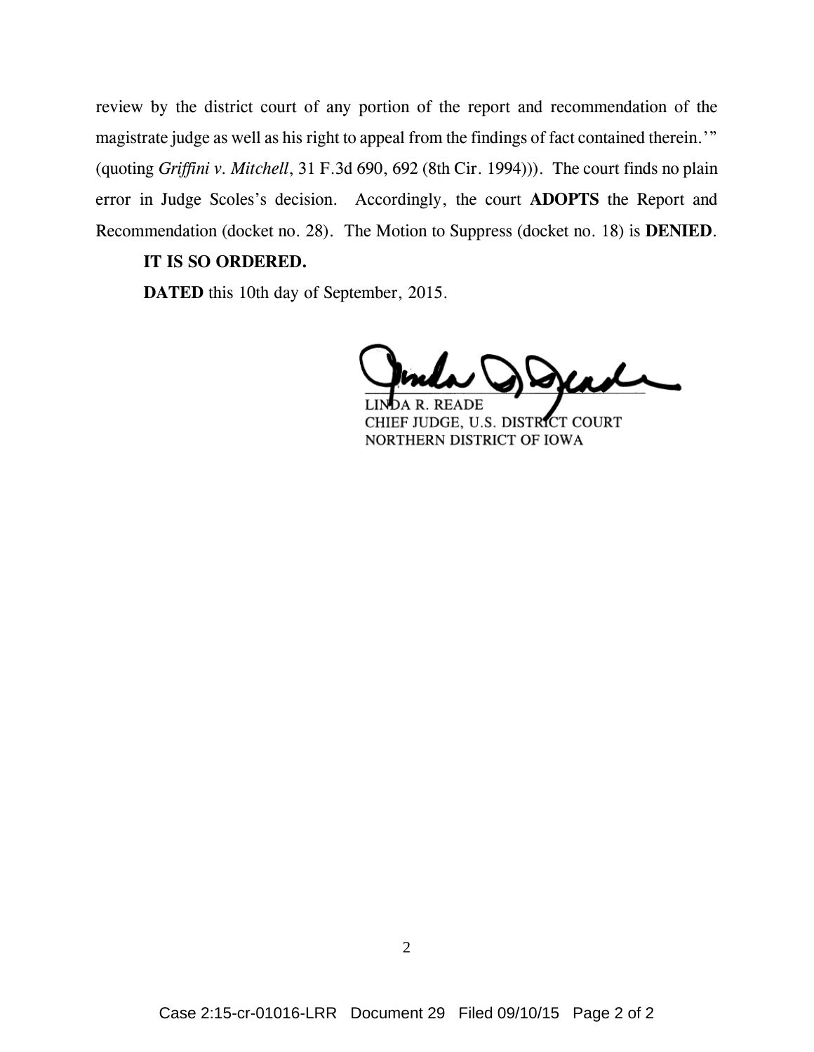review by the district court of any portion of the report and recommendation of the magistrate judge as well as his right to appeal from the findings of fact contained therein.'" (quoting *Griffini v. Mitchell*, 31 F.3d 690, 692 (8th Cir. 1994))). The court finds no plain error in Judge Scoles's decision. Accordingly, the court **ADOPTS** the Report and Recommendation (docket no. 28). The Motion to Suppress (docket no. 18) is **DENIED**.

**IT IS SO ORDERED.**

**DATED** this 10th day of September, 2015.

LINDA R. READE
CHIEF JUDGE, U.S. DISTRICT COURT
NORTHERN DISTRICT OF IOWA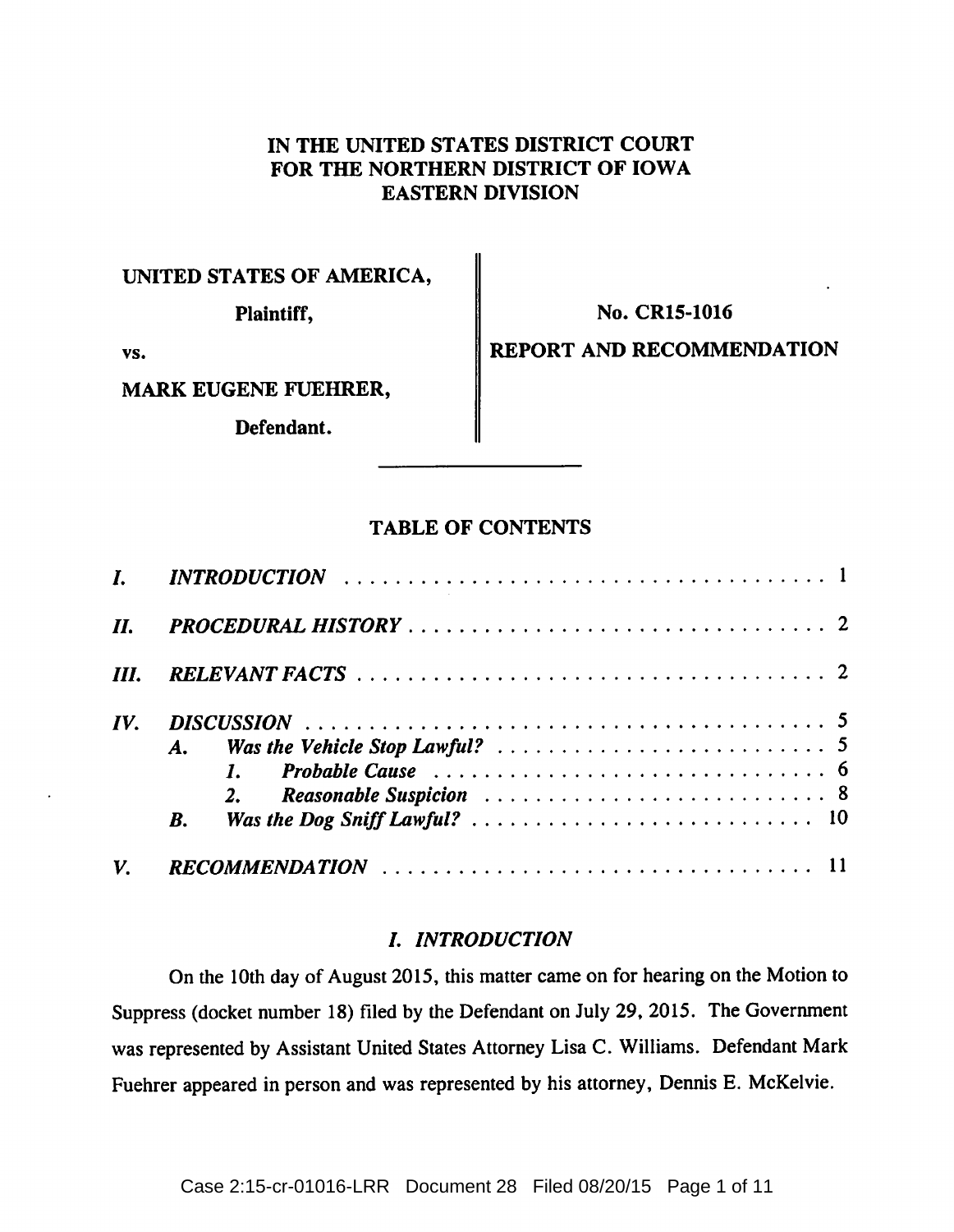IN THE UNITED STATES DISTRICT COURT
FOR THE NORTHERN DISTRICT OF IOWA
EASTERN DIVISION

| | |
|---|---|
| UNITED STATES OF AMERICA, Plaintiff, | No. CR15-1016 |
| vs. | REPORT AND RECOMMENDATION |
| MARK EUGENE FUEHRER, Defendant. | |

## TABLE OF CONTENTS

*I.* *INTRODUCTION* . . . . . . . . . . 1

*II.* *PROCEDURAL HISTORY* . . . . . . . . . . 2

*III.* *RELEVANT FACTS* . . . . . . . . . . 2

*IV.* *DISCUSSION* . . . . . . . . . . 5
- *A.* *Was the Vehicle Stop Lawful?* . . . . . . . . . . 5
  - *1.* *Probable Cause* . . . . . . . . . . 6
  - *2.* *Reasonable Suspicion* . . . . . . . . . . 8
- *B.* *Was the Dog Sniff Lawful?* . . . . . . . . . . 10

*V.* *RECOMMENDATION* . . . . . . . . . . 11

## *I. INTRODUCTION*

On the 10th day of August 2015, this matter came on for hearing on the Motion to Suppress (docket number 18) filed by the Defendant on July 29, 2015. The Government was represented by Assistant United States Attorney Lisa C. Williams. Defendant Mark Fuehrer appeared in person and was represented by his attorney, Dennis E. McKelvie.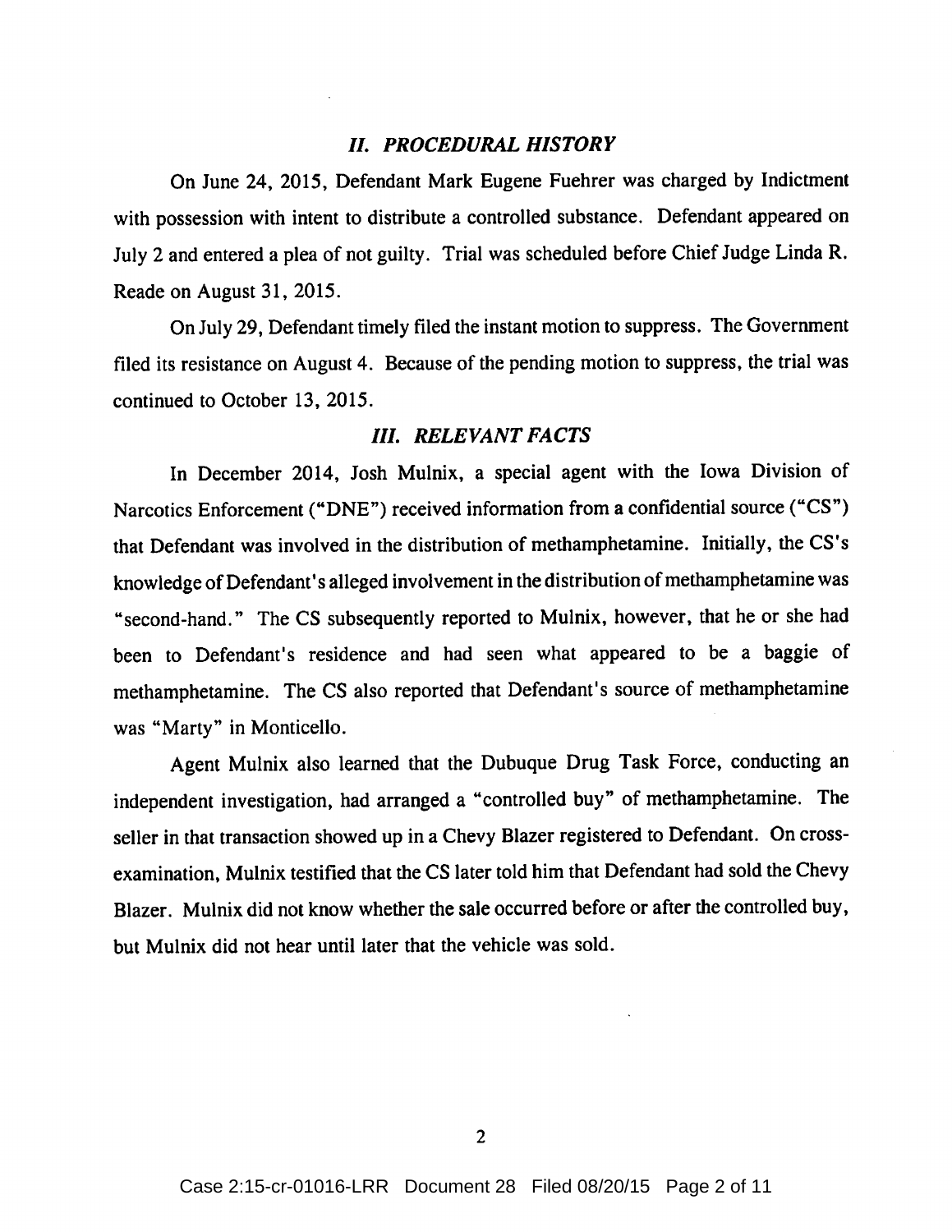## *II. PROCEDURAL HISTORY*

On June 24, 2015, Defendant Mark Eugene Fuehrer was charged by Indictment with possession with intent to distribute a controlled substance. Defendant appeared on July 2 and entered a plea of not guilty. Trial was scheduled before Chief Judge Linda R. Reade on August 31, 2015.

On July 29, Defendant timely filed the instant motion to suppress. The Government filed its resistance on August 4. Because of the pending motion to suppress, the trial was continued to October 13, 2015.

## *III. RELEVANT FACTS*

In December 2014, Josh Mulnix, a special agent with the Iowa Division of Narcotics Enforcement ("DNE") received information from a confidential source ("CS") that Defendant was involved in the distribution of methamphetamine. Initially, the CS's knowledge of Defendant's alleged involvement in the distribution of methamphetamine was "second-hand." The CS subsequently reported to Mulnix, however, that he or she had been to Defendant's residence and had seen what appeared to be a baggie of methamphetamine. The CS also reported that Defendant's source of methamphetamine was "Marty" in Monticello.

Agent Mulnix also learned that the Dubuque Drug Task Force, conducting an independent investigation, had arranged a "controlled buy" of methamphetamine. The seller in that transaction showed up in a Chevy Blazer registered to Defendant. On cross-examination, Mulnix testified that the CS later told him that Defendant had sold the Chevy Blazer. Mulnix did not know whether the sale occurred before or after the controlled buy, but Mulnix did not hear until later that the vehicle was sold.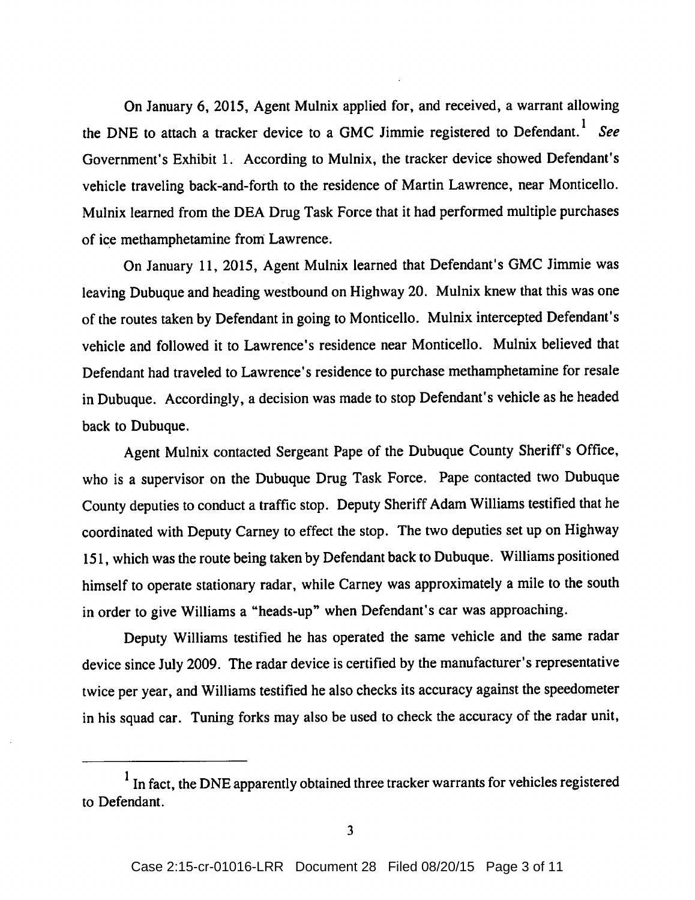On January 6, 2015, Agent Mulnix applied for, and received, a warrant allowing the DNE to attach a tracker device to a GMC Jimmie registered to Defendant.[1] *See* Government's Exhibit 1. According to Mulnix, the tracker device showed Defendant's vehicle traveling back-and-forth to the residence of Martin Lawrence, near Monticello. Mulnix learned from the DEA Drug Task Force that it had performed multiple purchases of ice methamphetamine from Lawrence.

On January 11, 2015, Agent Mulnix learned that Defendant's GMC Jimmie was leaving Dubuque and heading westbound on Highway 20. Mulnix knew that this was one of the routes taken by Defendant in going to Monticello. Mulnix intercepted Defendant's vehicle and followed it to Lawrence's residence near Monticello. Mulnix believed that Defendant had traveled to Lawrence's residence to purchase methamphetamine for resale in Dubuque. Accordingly, a decision was made to stop Defendant's vehicle as he headed back to Dubuque.

Agent Mulnix contacted Sergeant Pape of the Dubuque County Sheriff's Office, who is a supervisor on the Dubuque Drug Task Force. Pape contacted two Dubuque County deputies to conduct a traffic stop. Deputy Sheriff Adam Williams testified that he coordinated with Deputy Carney to effect the stop. The two deputies set up on Highway 151, which was the route being taken by Defendant back to Dubuque. Williams positioned himself to operate stationary radar, while Carney was approximately a mile to the south in order to give Williams a "heads-up" when Defendant's car was approaching.

Deputy Williams testified he has operated the same vehicle and the same radar device since July 2009. The radar device is certified by the manufacturer's representative twice per year, and Williams testified he also checks its accuracy against the speedometer in his squad car. Tuning forks may also be used to check the accuracy of the radar unit,

---

[1] In fact, the DNE apparently obtained three tracker warrants for vehicles registered to Defendant.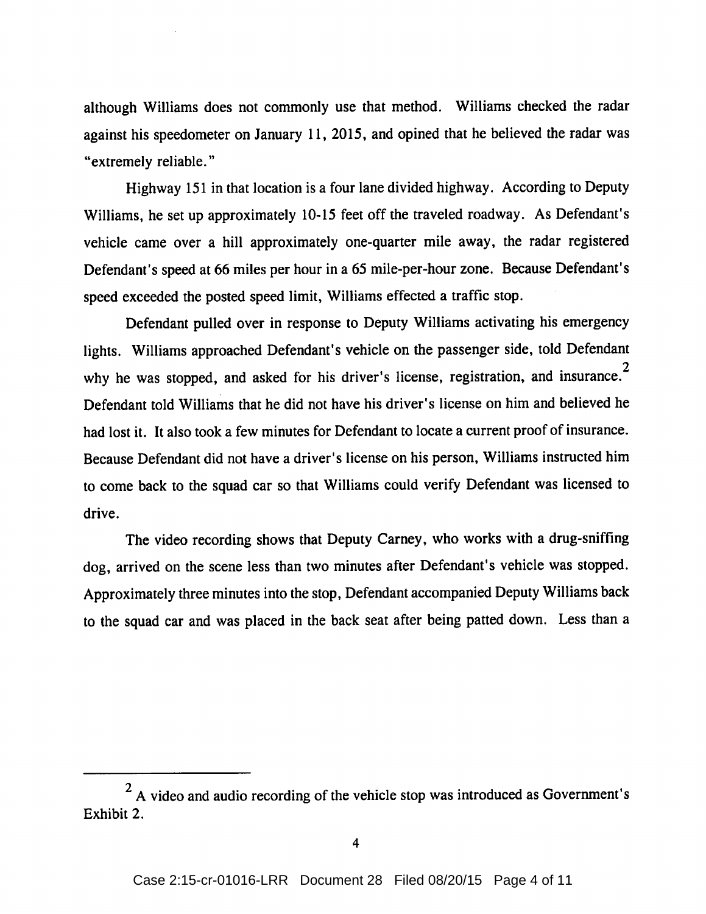although Williams does not commonly use that method. Williams checked the radar against his speedometer on January 11, 2015, and opined that he believed the radar was "extremely reliable."

Highway 151 in that location is a four lane divided highway. According to Deputy Williams, he set up approximately 10-15 feet off the traveled roadway. As Defendant's vehicle came over a hill approximately one-quarter mile away, the radar registered Defendant's speed at 66 miles per hour in a 65 mile-per-hour zone. Because Defendant's speed exceeded the posted speed limit, Williams effected a traffic stop.

Defendant pulled over in response to Deputy Williams activating his emergency lights. Williams approached Defendant's vehicle on the passenger side, told Defendant why he was stopped, and asked for his driver's license, registration, and insurance.[2] Defendant told Williams that he did not have his driver's license on him and believed he had lost it. It also took a few minutes for Defendant to locate a current proof of insurance. Because Defendant did not have a driver's license on his person, Williams instructed him to come back to the squad car so that Williams could verify Defendant was licensed to drive.

The video recording shows that Deputy Carney, who works with a drug-sniffing dog, arrived on the scene less than two minutes after Defendant's vehicle was stopped. Approximately three minutes into the stop, Defendant accompanied Deputy Williams back to the squad car and was placed in the back seat after being patted down. Less than a

---

[2] A video and audio recording of the vehicle stop was introduced as Government's Exhibit 2.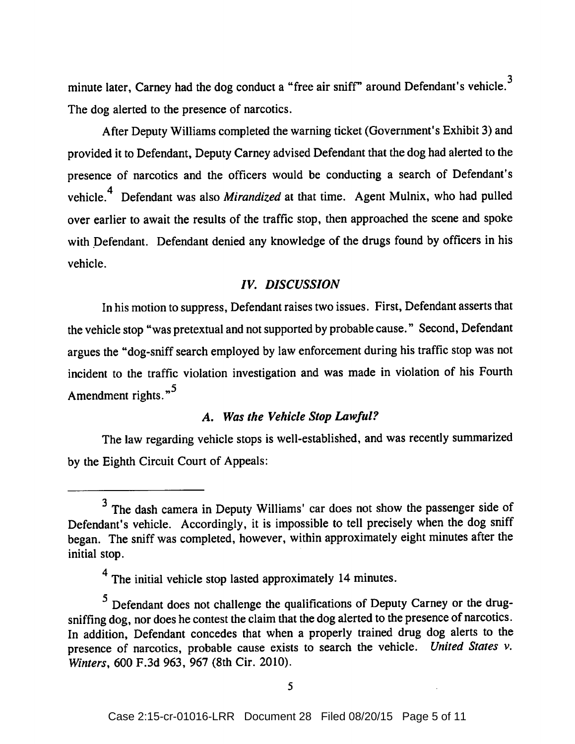minute later, Carney had the dog conduct a "free air sniff" around Defendant's vehicle.[3] The dog alerted to the presence of narcotics.

After Deputy Williams completed the warning ticket (Government's Exhibit 3) and provided it to Defendant, Deputy Carney advised Defendant that the dog had alerted to the presence of narcotics and the officers would be conducting a search of Defendant's vehicle.[4] Defendant was also *Mirandized* at that time. Agent Mulnix, who had pulled over earlier to await the results of the traffic stop, then approached the scene and spoke with Defendant. Defendant denied any knowledge of the drugs found by officers in his vehicle.

## *IV. DISCUSSION*

In his motion to suppress, Defendant raises two issues. First, Defendant asserts that the vehicle stop "was pretextual and not supported by probable cause." Second, Defendant argues the "dog-sniff search employed by law enforcement during his traffic stop was not incident to the traffic violation investigation and was made in violation of his Fourth Amendment rights."[5]

### *A. Was the Vehicle Stop Lawful?*

The law regarding vehicle stops is well-established, and was recently summarized by the Eighth Circuit Court of Appeals:

---

[3] The dash camera in Deputy Williams' car does not show the passenger side of Defendant's vehicle. Accordingly, it is impossible to tell precisely when the dog sniff began. The sniff was completed, however, within approximately eight minutes after the initial stop.

[4] The initial vehicle stop lasted approximately 14 minutes.

[5] Defendant does not challenge the qualifications of Deputy Carney or the drug-sniffing dog, nor does he contest the claim that the dog alerted to the presence of narcotics. In addition, Defendant concedes that when a properly trained drug dog alerts to the presence of narcotics, probable cause exists to search the vehicle. *United States v. Winters*, 600 F.3d 963, 967 (8th Cir. 2010).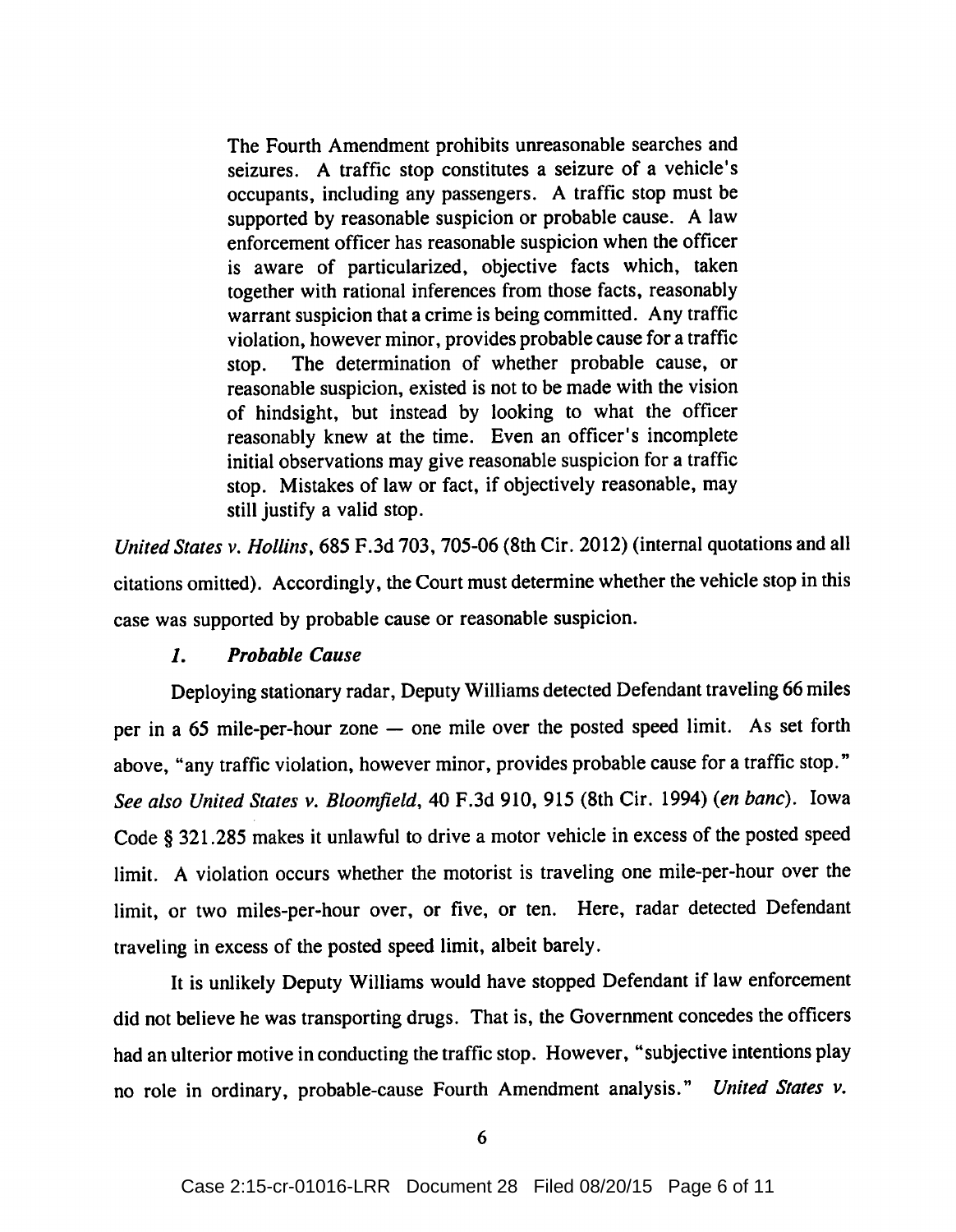> The Fourth Amendment prohibits unreasonable searches and seizures. A traffic stop constitutes a seizure of a vehicle's occupants, including any passengers. A traffic stop must be supported by reasonable suspicion or probable cause. A law enforcement officer has reasonable suspicion when the officer is aware of particularized, objective facts which, taken together with rational inferences from those facts, reasonably warrant suspicion that a crime is being committed. Any traffic violation, however minor, provides probable cause for a traffic stop. The determination of whether probable cause, or reasonable suspicion, existed is not to be made with the vision of hindsight, but instead by looking to what the officer reasonably knew at the time. Even an officer's incomplete initial observations may give reasonable suspicion for a traffic stop. Mistakes of law or fact, if objectively reasonable, may still justify a valid stop.

*United States v. Hollins*, 685 F.3d 703, 705-06 (8th Cir. 2012) (internal quotations and all citations omitted). Accordingly, the Court must determine whether the vehicle stop in this case was supported by probable cause or reasonable suspicion.

### *1. Probable Cause*

Deploying stationary radar, Deputy Williams detected Defendant traveling 66 miles per in a 65 mile-per-hour zone — one mile over the posted speed limit. As set forth above, "any traffic violation, however minor, provides probable cause for a traffic stop." *See also United States v. Bloomfield*, 40 F.3d 910, 915 (8th Cir. 1994) (*en banc*). Iowa Code § 321.285 makes it unlawful to drive a motor vehicle in excess of the posted speed limit. A violation occurs whether the motorist is traveling one mile-per-hour over the limit, or two miles-per-hour over, or five, or ten. Here, radar detected Defendant traveling in excess of the posted speed limit, albeit barely.

It is unlikely Deputy Williams would have stopped Defendant if law enforcement did not believe he was transporting drugs. That is, the Government concedes the officers had an ulterior motive in conducting the traffic stop. However, "subjective intentions play no role in ordinary, probable-cause Fourth Amendment analysis." *United States v.*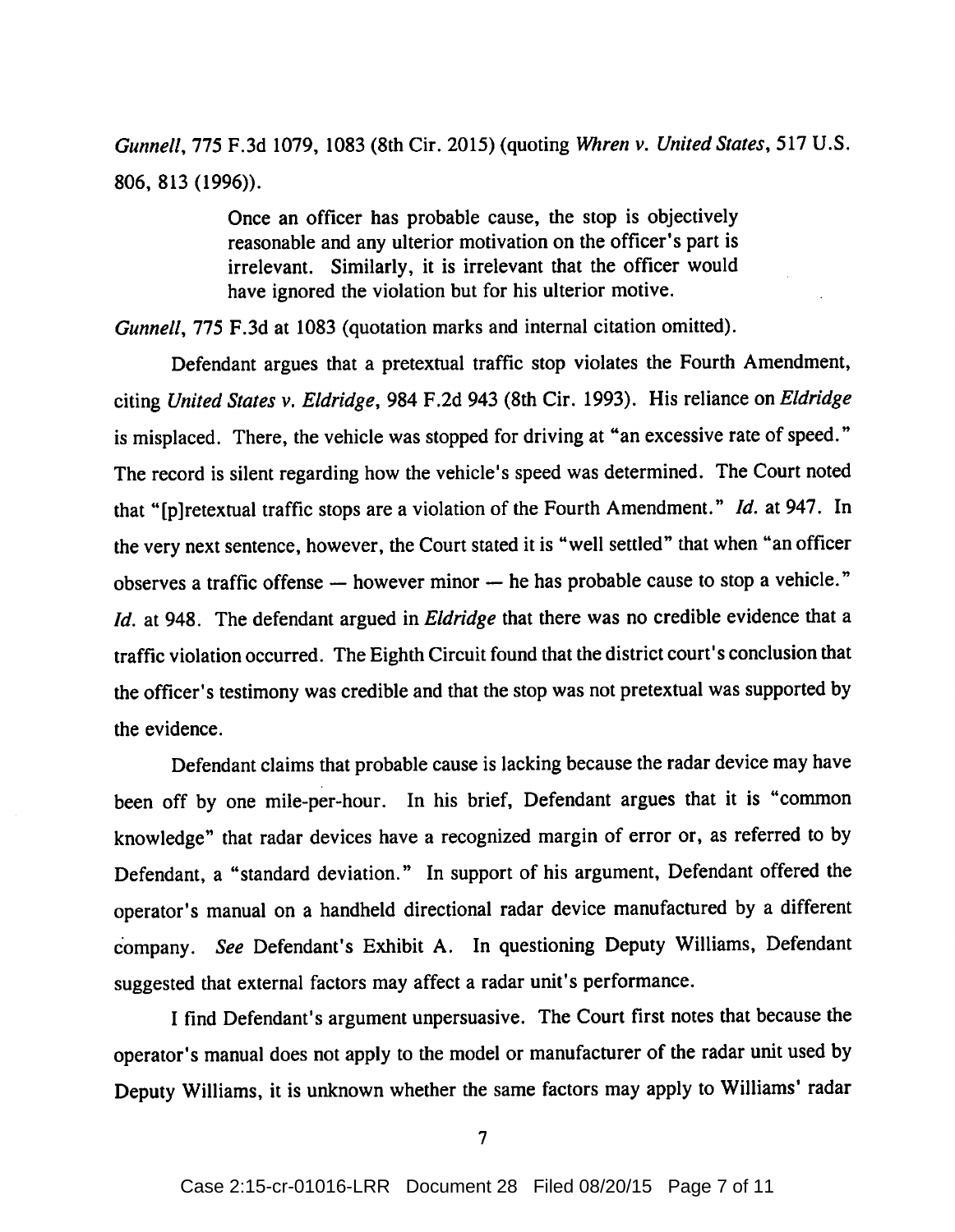*Gunnell*, 775 F.3d 1079, 1083 (8th Cir. 2015) (quoting *Whren v. United States*, 517 U.S. 806, 813 (1996)).

> Once an officer has probable cause, the stop is objectively reasonable and any ulterior motivation on the officer's part is irrelevant. Similarly, it is irrelevant that the officer would have ignored the violation but for his ulterior motive.

*Gunnell*, 775 F.3d at 1083 (quotation marks and internal citation omitted).

Defendant argues that a pretextual traffic stop violates the Fourth Amendment, citing *United States v. Eldridge*, 984 F.2d 943 (8th Cir. 1993). His reliance on *Eldridge* is misplaced. There, the vehicle was stopped for driving at "an excessive rate of speed." The record is silent regarding how the vehicle's speed was determined. The Court noted that "[p]retextual traffic stops are a violation of the Fourth Amendment." *Id.* at 947. In the very next sentence, however, the Court stated it is "well settled" that when "an officer observes a traffic offense — however minor — he has probable cause to stop a vehicle." *Id.* at 948. The defendant argued in *Eldridge* that there was no credible evidence that a traffic violation occurred. The Eighth Circuit found that the district court's conclusion that the officer's testimony was credible and that the stop was not pretextual was supported by the evidence.

Defendant claims that probable cause is lacking because the radar device may have been off by one mile-per-hour. In his brief, Defendant argues that it is "common knowledge" that radar devices have a recognized margin of error or, as referred to by Defendant, a "standard deviation." In support of his argument, Defendant offered the operator's manual on a handheld directional radar device manufactured by a different company. *See* Defendant's Exhibit A. In questioning Deputy Williams, Defendant suggested that external factors may affect a radar unit's performance.

I find Defendant's argument unpersuasive. The Court first notes that because the operator's manual does not apply to the model or manufacturer of the radar unit used by Deputy Williams, it is unknown whether the same factors may apply to Williams' radar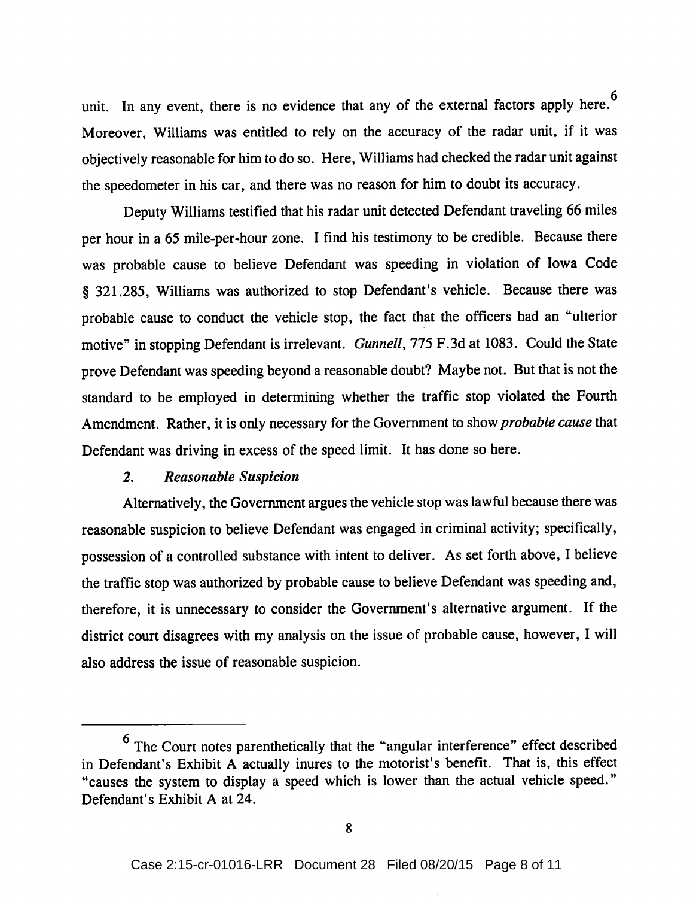unit. In any event, there is no evidence that any of the external factors apply here.[6] Moreover, Williams was entitled to rely on the accuracy of the radar unit, if it was objectively reasonable for him to do so. Here, Williams had checked the radar unit against the speedometer in his car, and there was no reason for him to doubt its accuracy.

Deputy Williams testified that his radar unit detected Defendant traveling 66 miles per hour in a 65 mile-per-hour zone. I find his testimony to be credible. Because there was probable cause to believe Defendant was speeding in violation of Iowa Code § 321.285, Williams was authorized to stop Defendant's vehicle. Because there was probable cause to conduct the vehicle stop, the fact that the officers had an "ulterior motive" in stopping Defendant is irrelevant. *Gunnell*, 775 F.3d at 1083. Could the State prove Defendant was speeding beyond a reasonable doubt? Maybe not. But that is not the standard to be employed in determining whether the traffic stop violated the Fourth Amendment. Rather, it is only necessary for the Government to show *probable cause* that Defendant was driving in excess of the speed limit. It has done so here.

### *2. Reasonable Suspicion*

Alternatively, the Government argues the vehicle stop was lawful because there was reasonable suspicion to believe Defendant was engaged in criminal activity; specifically, possession of a controlled substance with intent to deliver. As set forth above, I believe the traffic stop was authorized by probable cause to believe Defendant was speeding and, therefore, it is unnecessary to consider the Government's alternative argument. If the district court disagrees with my analysis on the issue of probable cause, however, I will also address the issue of reasonable suspicion.

---

[6] The Court notes parenthetically that the "angular interference" effect described in Defendant's Exhibit A actually inures to the motorist's benefit. That is, this effect "causes the system to display a speed which is lower than the actual vehicle speed." Defendant's Exhibit A at 24.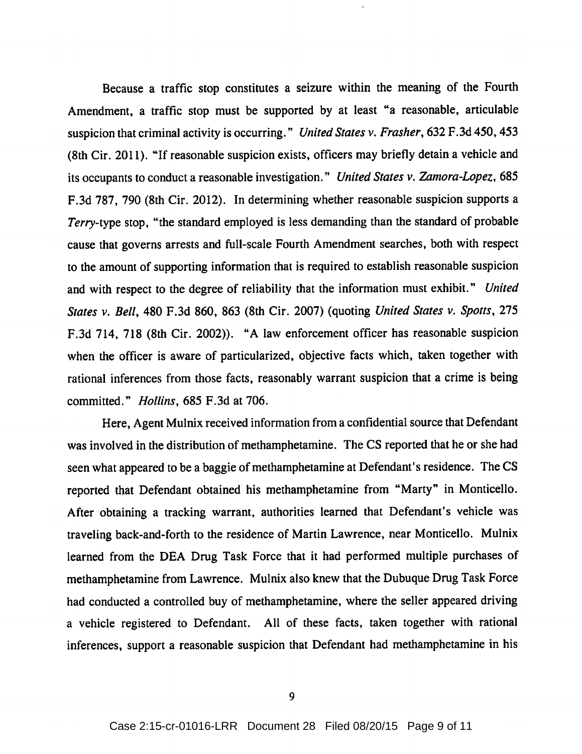Because a traffic stop constitutes a seizure within the meaning of the Fourth Amendment, a traffic stop must be supported by at least "a reasonable, articulable suspicion that criminal activity is occurring." *United States v. Frasher*, 632 F.3d 450, 453 (8th Cir. 2011). "If reasonable suspicion exists, officers may briefly detain a vehicle and its occupants to conduct a reasonable investigation." *United States v. Zamora-Lopez*, 685 F.3d 787, 790 (8th Cir. 2012). In determining whether reasonable suspicion supports a *Terry*-type stop, "the standard employed is less demanding than the standard of probable cause that governs arrests and full-scale Fourth Amendment searches, both with respect to the amount of supporting information that is required to establish reasonable suspicion and with respect to the degree of reliability that the information must exhibit." *United States v. Bell*, 480 F.3d 860, 863 (8th Cir. 2007) (quoting *United States v. Spotts*, 275 F.3d 714, 718 (8th Cir. 2002)). "A law enforcement officer has reasonable suspicion when the officer is aware of particularized, objective facts which, taken together with rational inferences from those facts, reasonably warrant suspicion that a crime is being committed." *Hollins*, 685 F.3d at 706.

Here, Agent Mulnix received information from a confidential source that Defendant was involved in the distribution of methamphetamine. The CS reported that he or she had seen what appeared to be a baggie of methamphetamine at Defendant's residence. The CS reported that Defendant obtained his methamphetamine from "Marty" in Monticello. After obtaining a tracking warrant, authorities learned that Defendant's vehicle was traveling back-and-forth to the residence of Martin Lawrence, near Monticello. Mulnix learned from the DEA Drug Task Force that it had performed multiple purchases of methamphetamine from Lawrence. Mulnix also knew that the Dubuque Drug Task Force had conducted a controlled buy of methamphetamine, where the seller appeared driving a vehicle registered to Defendant. All of these facts, taken together with rational inferences, support a reasonable suspicion that Defendant had methamphetamine in his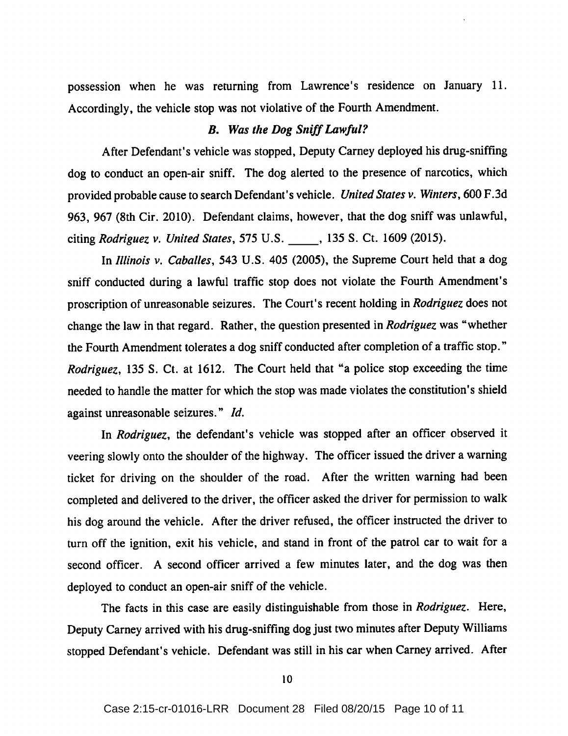possession when he was returning from Lawrence's residence on January 11. Accordingly, the vehicle stop was not violative of the Fourth Amendment.

### *B. Was the Dog Sniff Lawful?*

After Defendant's vehicle was stopped, Deputy Carney deployed his drug-sniffing dog to conduct an open-air sniff. The dog alerted to the presence of narcotics, which provided probable cause to search Defendant's vehicle. *United States v. Winters*, 600 F.3d 963, 967 (8th Cir. 2010). Defendant claims, however, that the dog sniff was unlawful, citing *Rodriguez v. United States*, 575 U.S. \_\_\_\_\_, 135 S. Ct. 1609 (2015).

In *Illinois v. Caballes*, 543 U.S. 405 (2005), the Supreme Court held that a dog sniff conducted during a lawful traffic stop does not violate the Fourth Amendment's proscription of unreasonable seizures. The Court's recent holding in *Rodriguez* does not change the law in that regard. Rather, the question presented in *Rodriguez* was "whether the Fourth Amendment tolerates a dog sniff conducted after completion of a traffic stop." *Rodriguez*, 135 S. Ct. at 1612. The Court held that "a police stop exceeding the time needed to handle the matter for which the stop was made violates the constitution's shield against unreasonable seizures." *Id.*

In *Rodriguez*, the defendant's vehicle was stopped after an officer observed it veering slowly onto the shoulder of the highway. The officer issued the driver a warning ticket for driving on the shoulder of the road. After the written warning had been completed and delivered to the driver, the officer asked the driver for permission to walk his dog around the vehicle. After the driver refused, the officer instructed the driver to turn off the ignition, exit his vehicle, and stand in front of the patrol car to wait for a second officer. A second officer arrived a few minutes later, and the dog was then deployed to conduct an open-air sniff of the vehicle.

The facts in this case are easily distinguishable from those in *Rodriguez*. Here, Deputy Carney arrived with his drug-sniffing dog just two minutes after Deputy Williams stopped Defendant's vehicle. Defendant was still in his car when Carney arrived. After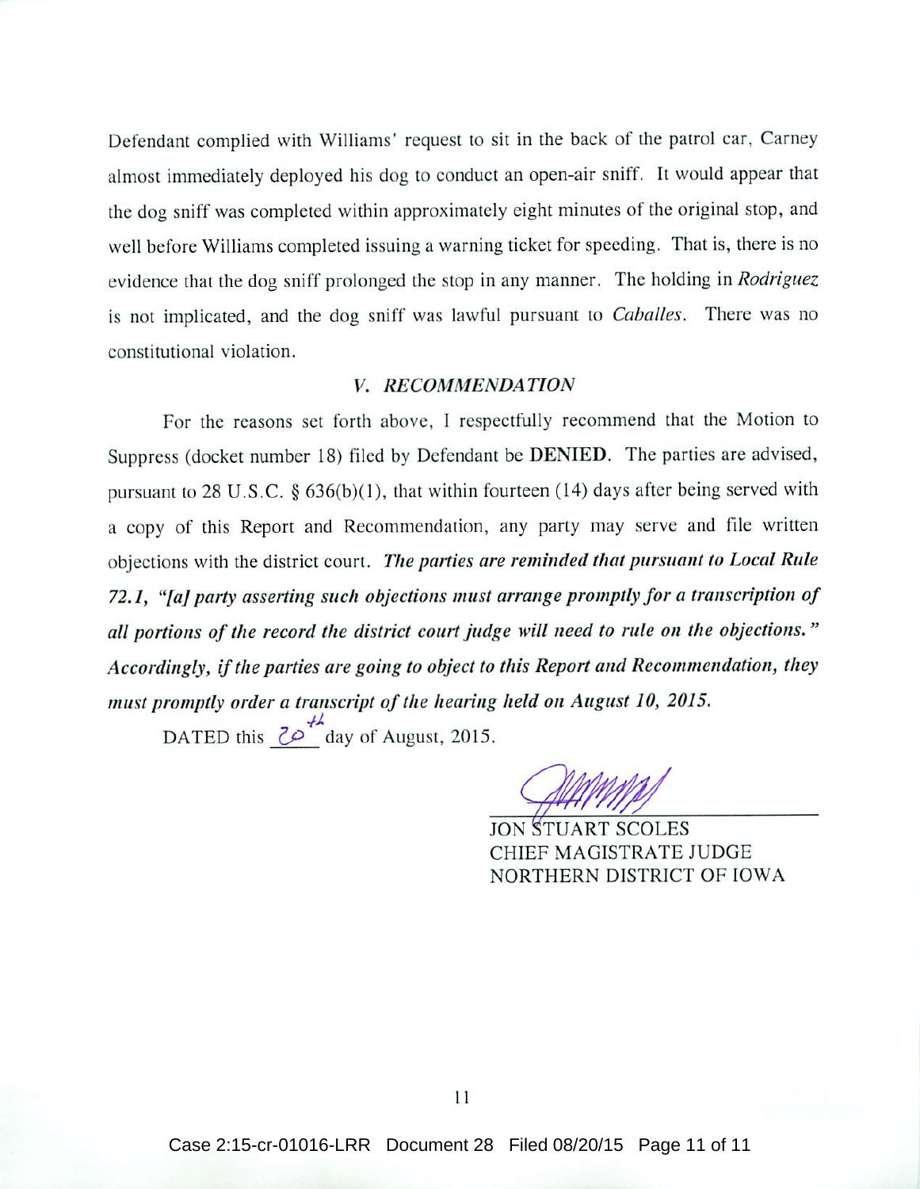Defendant complied with Williams' request to sit in the back of the patrol car, Carney almost immediately deployed his dog to conduct an open-air sniff. It would appear that the dog sniff was completed within approximately eight minutes of the original stop, and well before Williams completed issuing a warning ticket for speeding. That is, there is no evidence that the dog sniff prolonged the stop in any manner. The holding in *Rodriguez* is not implicated, and the dog sniff was lawful pursuant to *Caballes*. There was no constitutional violation.

### *V. RECOMMENDATION*

For the reasons set forth above, I respectfully recommend that the Motion to Suppress (docket number 18) filed by Defendant be **DENIED**. The parties are advised, pursuant to 28 U.S.C. § 636(b)(1), that within fourteen (14) days after being served with a copy of this Report and Recommendation, any party may serve and file written objections with the district court. ***The parties are reminded that pursuant to Local Rule 72.1, "[a] party asserting such objections must arrange promptly for a transcription of all portions of the record the district court judge will need to rule on the objections." Accordingly, if the parties are going to object to this Report and Recommendation, they must promptly order a transcript of the hearing held on August 10, 2015.***

DATED this 20th day of August, 2015.

JON STUART SCOLES
CHIEF MAGISTRATE JUDGE
NORTHERN DISTRICT OF IOWA